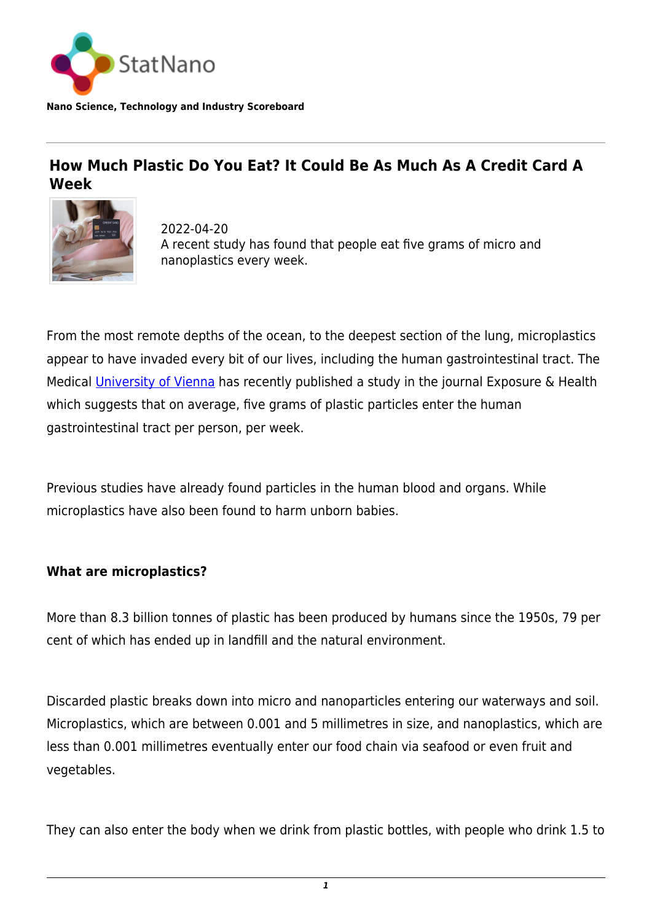StatNano

**Nano Science, Technology and Industry Scoreboard**

---

## How Much Plastic Do You Eat? It Could Be As Much As A Credit Card A Week

2022-04-20
A recent study has found that people eat five grams of micro and nanoplastics every week.

From the most remote depths of the ocean, to the deepest section of the lung, microplastics appear to have invaded every bit of our lives, including the human gastrointestinal tract. The Medical [University of Vienna](#) has recently published a study in the journal Exposure & Health which suggests that on average, five grams of plastic particles enter the human gastrointestinal tract per person, per week.

Previous studies have already found particles in the human blood and organs. While microplastics have also been found to harm unborn babies.

**What are microplastics?**

More than 8.3 billion tonnes of plastic has been produced by humans since the 1950s, 79 per cent of which has ended up in landfill and the natural environment.

Discarded plastic breaks down into micro and nanoparticles entering our waterways and soil. Microplastics, which are between 0.001 and 5 millimetres in size, and nanoplastics, which are less than 0.001 millimetres eventually enter our food chain via seafood or even fruit and vegetables.

They can also enter the body when we drink from plastic bottles, with people who drink 1.5 to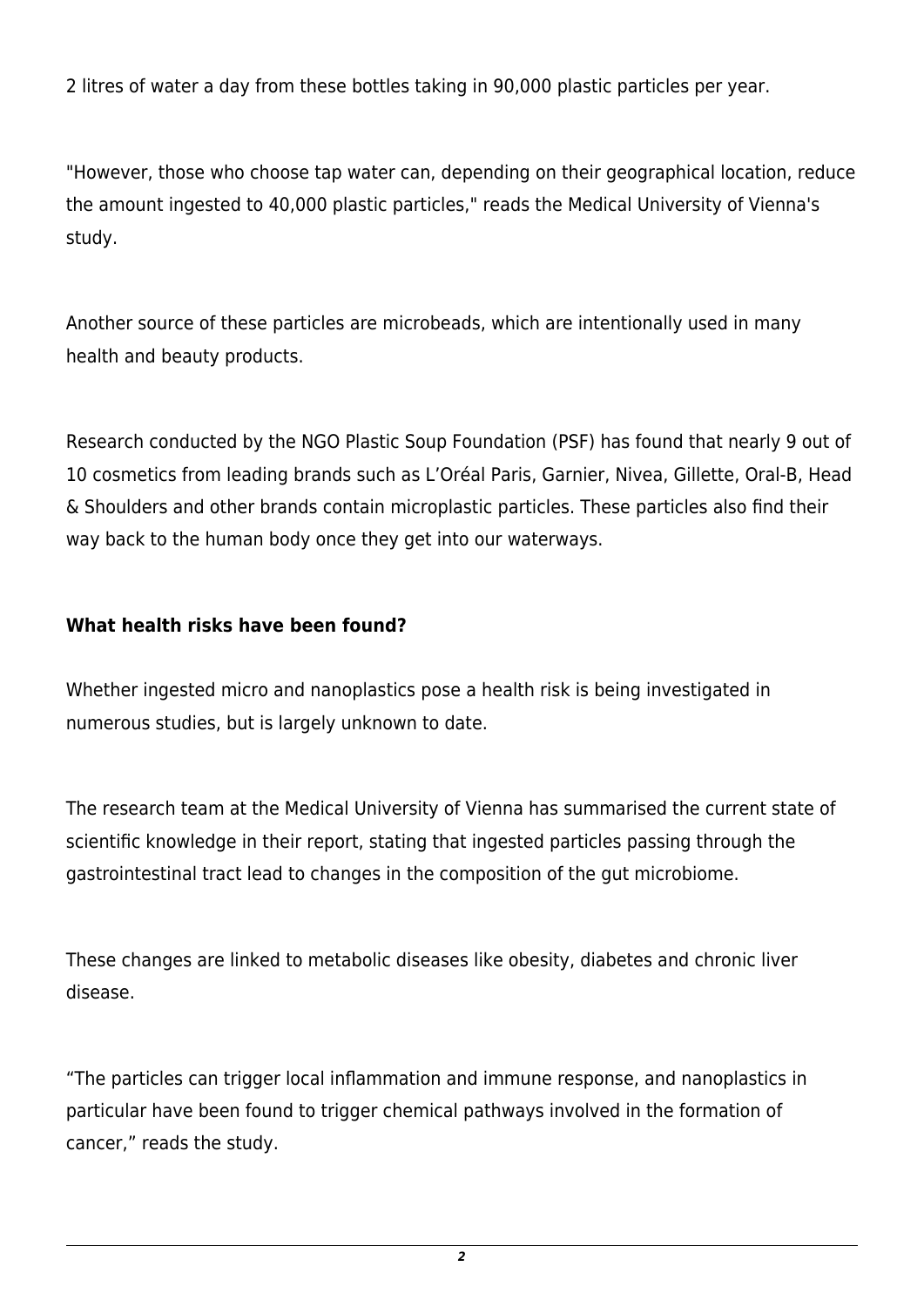2 litres of water a day from these bottles taking in 90,000 plastic particles per year.

"However, those who choose tap water can, depending on their geographical location, reduce the amount ingested to 40,000 plastic particles," reads the Medical University of Vienna's study.

Another source of these particles are microbeads, which are intentionally used in many health and beauty products.

Research conducted by the NGO Plastic Soup Foundation (PSF) has found that nearly 9 out of 10 cosmetics from leading brands such as L'Oréal Paris, Garnier, Nivea, Gillette, Oral-B, Head & Shoulders and other brands contain microplastic particles. These particles also find their way back to the human body once they get into our waterways.

**What health risks have been found?**

Whether ingested micro and nanoplastics pose a health risk is being investigated in numerous studies, but is largely unknown to date.

The research team at the Medical University of Vienna has summarised the current state of scientific knowledge in their report, stating that ingested particles passing through the gastrointestinal tract lead to changes in the composition of the gut microbiome.

These changes are linked to metabolic diseases like obesity, diabetes and chronic liver disease.

"The particles can trigger local inflammation and immune response, and nanoplastics in particular have been found to trigger chemical pathways involved in the formation of cancer," reads the study.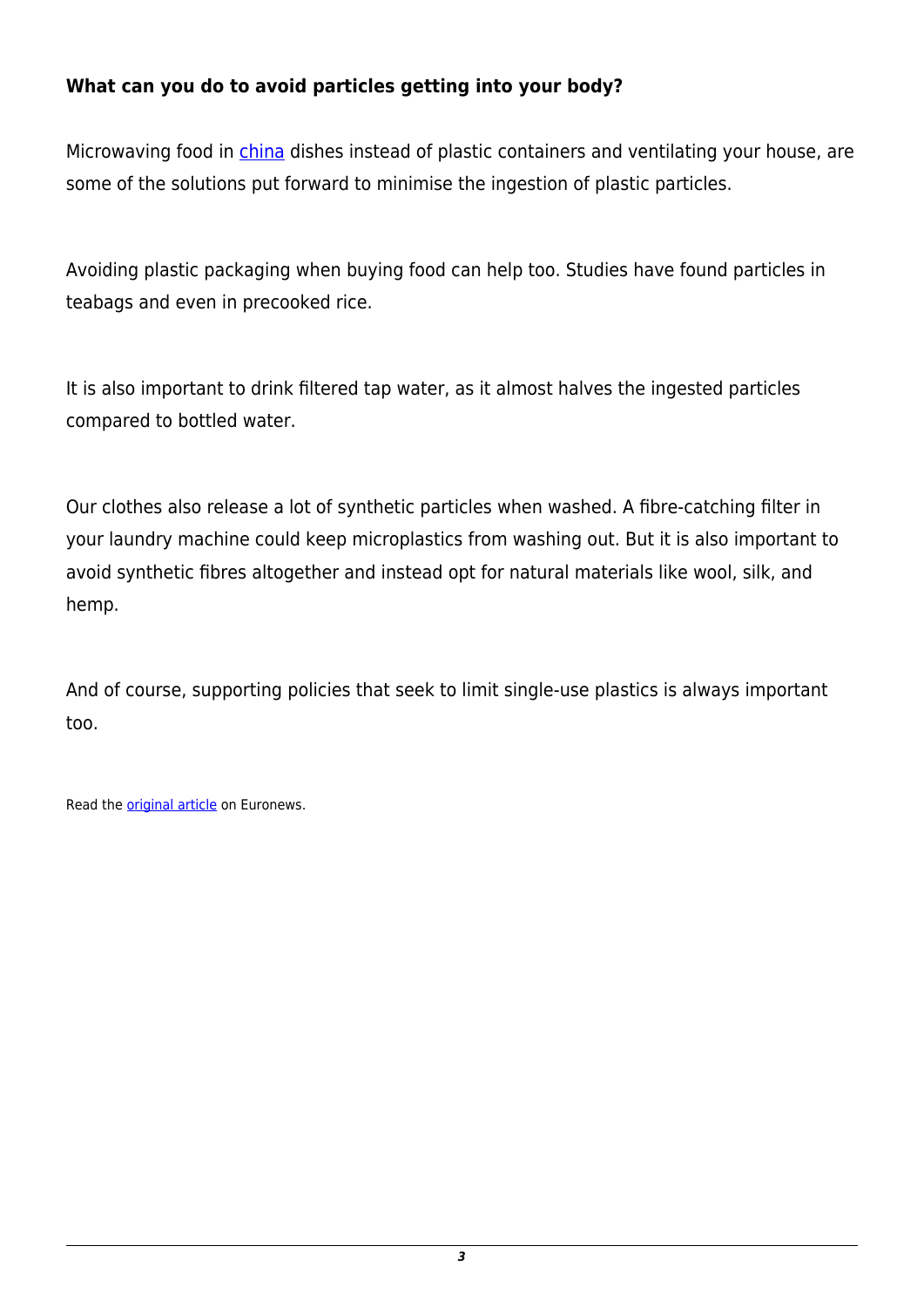**What can you do to avoid particles getting into your body?**

Microwaving food in china dishes instead of plastic containers and ventilating your house, are some of the solutions put forward to minimise the ingestion of plastic particles.

Avoiding plastic packaging when buying food can help too. Studies have found particles in teabags and even in precooked rice.

It is also important to drink filtered tap water, as it almost halves the ingested particles compared to bottled water.

Our clothes also release a lot of synthetic particles when washed. A fibre-catching filter in your laundry machine could keep microplastics from washing out. But it is also important to avoid synthetic fibres altogether and instead opt for natural materials like wool, silk, and hemp.

And of course, supporting policies that seek to limit single-use plastics is always important too.

Read the original article on Euronews.